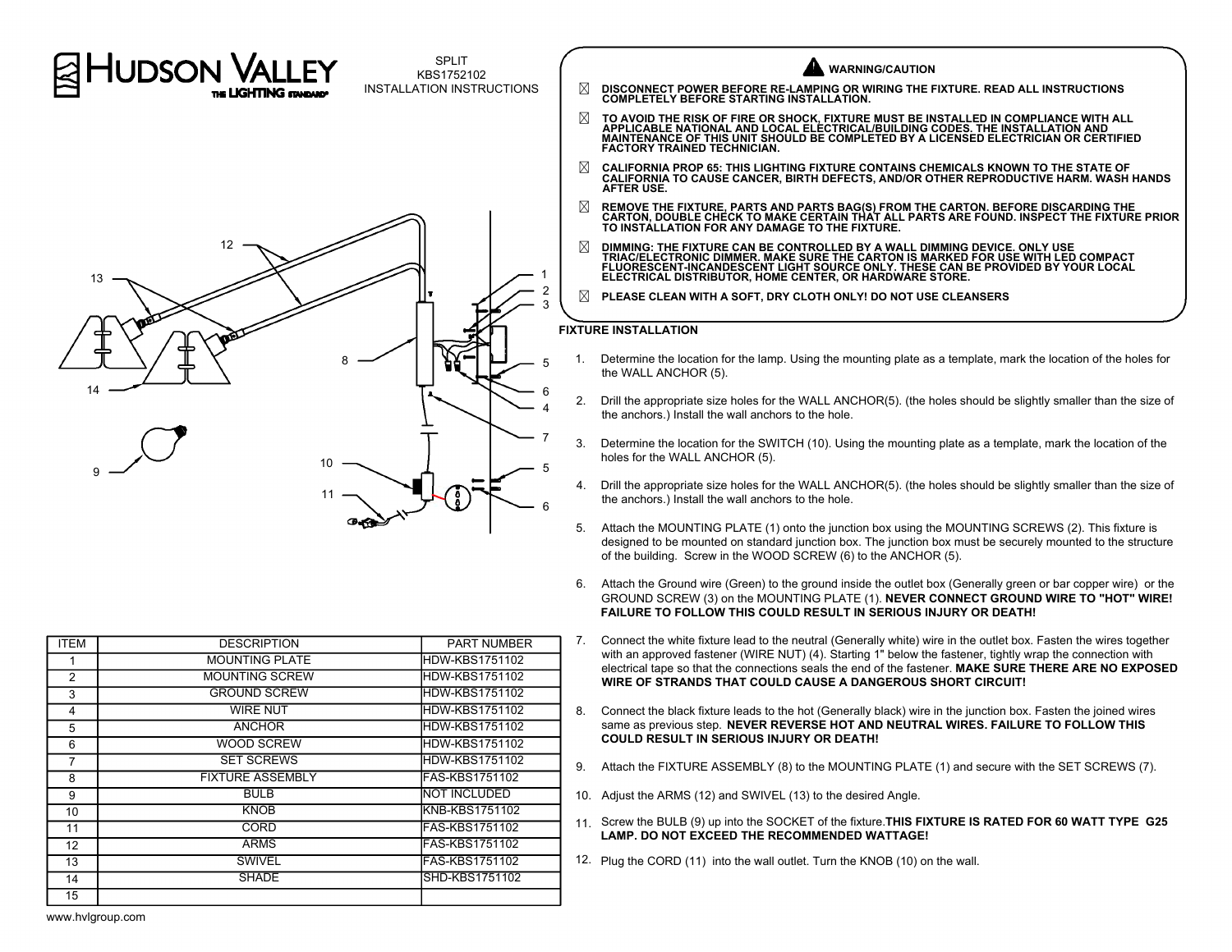# HUDSON VALLEY

THE LIGHTING STANDARD®

SPLIT
KBS1752102
INSTALLATION INSTRUCTIONS

## ⚠ WARNING/CAUTION

- **DISCONNECT POWER BEFORE RE-LAMPING OR WIRING THE FIXTURE. READ ALL INSTRUCTIONS COMPLETELY BEFORE STARTING INSTALLATION.**
- **TO AVOID THE RISK OF FIRE OR SHOCK, FIXTURE MUST BE INSTALLED IN COMPLIANCE WITH ALL APPLICABLE NATIONAL AND LOCAL ELECTRICAL/BUILDING CODES. THE INSTALLATION AND MAINTENANCE OF THIS UNIT SHOULD BE COMPLETED BY A LICENSED ELECTRICIAN OR CERTIFIED FACTORY TRAINED TECHNICIAN.**
- **CALIFORNIA PROP 65: THIS LIGHTING FIXTURE CONTAINS CHEMICALS KNOWN TO THE STATE OF CALIFORNIA TO CAUSE CANCER, BIRTH DEFECTS, AND/OR OTHER REPRODUCTIVE HARM. WASH HANDS AFTER USE.**
- **REMOVE THE FIXTURE, PARTS AND PARTS BAG(S) FROM THE CARTON. BEFORE DISCARDING THE CARTON, DOUBLE CHECK TO MAKE CERTAIN THAT ALL PARTS ARE FOUND. INSPECT THE FIXTURE PRIOR TO INSTALLATION FOR ANY DAMAGE TO THE FIXTURE.**
- **DIMMING: THE FIXTURE CAN BE CONTROLLED BY A WALL DIMMING DEVICE. ONLY USE TRIAC/ELECTRONIC DIMMER. MAKE SURE THE CARTON IS MARKED FOR USE WITH LED COMPACT FLUORESCENT-INCANDESCENT LIGHT SOURCE ONLY. THESE CAN BE PROVIDED BY YOUR LOCAL ELECTRICAL DISTRIBUTOR, HOME CENTER, OR HARDWARE STORE.**
- **PLEASE CLEAN WITH A SOFT, DRY CLOTH ONLY! DO NOT USE CLEANSERS**

## FIXTURE INSTALLATION

1. Determine the location for the lamp. Using the mounting plate as a template, mark the location of the holes for the WALL ANCHOR (5).
2. Drill the appropriate size holes for the WALL ANCHOR(5). (the holes should be slightly smaller than the size of the anchors.) Install the wall anchors to the hole.
3. Determine the location for the SWITCH (10). Using the mounting plate as a template, mark the location of the holes for the WALL ANCHOR (5).
4. Drill the appropriate size holes for the WALL ANCHOR(5). (the holes should be slightly smaller than the size of the anchors.) Install the wall anchors to the hole.
5. Attach the MOUNTING PLATE (1) onto the junction box using the MOUNTING SCREWS (2). This fixture is designed to be mounted on standard junction box. The junction box must be securely mounted to the structure of the building. Screw in the WOOD SCREW (6) to the ANCHOR (5).
6. Attach the Ground wire (Green) to the ground inside the outlet box (Generally green or bar copper wire) or the GROUND SCREW (3) on the MOUNTING PLATE (1). **NEVER CONNECT GROUND WIRE TO "HOT" WIRE! FAILURE TO FOLLOW THIS COULD RESULT IN SERIOUS INJURY OR DEATH!**
7. Connect the white fixture lead to the neutral (Generally white) wire in the outlet box. Fasten the wires together with an approved fastener (WIRE NUT) (4). Starting 1" below the fastener, tightly wrap the connection with electrical tape so that the connections seals the end of the fastener. **MAKE SURE THERE ARE NO EXPOSED WIRE OF STRANDS THAT COULD CAUSE A DANGEROUS SHORT CIRCUIT!**
8. Connect the black fixture leads to the hot (Generally black) wire in the junction box. Fasten the joined wires same as previous step. **NEVER REVERSE HOT AND NEUTRAL WIRES. FAILURE TO FOLLOW THIS COULD RESULT IN SERIOUS INJURY OR DEATH!**
9. Attach the FIXTURE ASSEMBLY (8) to the MOUNTING PLATE (1) and secure with the SET SCREWS (7).
10. Adjust the ARMS (12) and SWIVEL (13) to the desired Angle.
11. Screw the BULB (9) up into the SOCKET of the fixture.**THIS FIXTURE IS RATED FOR 60 WATT TYPE G25 LAMP. DO NOT EXCEED THE RECOMMENDED WATTAGE!**
12. Plug the CORD (11) into the wall outlet. Turn the KNOB (10) on the wall.

| ITEM | DESCRIPTION | PART NUMBER |
|---|---|---|
| 1 | MOUNTING PLATE | HDW-KBS1751102 |
| 2 | MOUNTING SCREW | HDW-KBS1751102 |
| 3 | GROUND SCREW | HDW-KBS1751102 |
| 4 | WIRE NUT | HDW-KBS1751102 |
| 5 | ANCHOR | HDW-KBS1751102 |
| 6 | WOOD SCREW | HDW-KBS1751102 |
| 7 | SET SCREWS | HDW-KBS1751102 |
| 8 | FIXTURE ASSEMBLY | FAS-KBS1751102 |
| 9 | BULB | NOT INCLUDED |
| 10 | KNOB | KNB-KBS1751102 |
| 11 | CORD | FAS-KBS1751102 |
| 12 | ARMS | FAS-KBS1751102 |
| 13 | SWIVEL | FAS-KBS1751102 |
| 14 | SHADE | SHD-KBS1751102 |
| 15 | | |

www.hvlgroup.com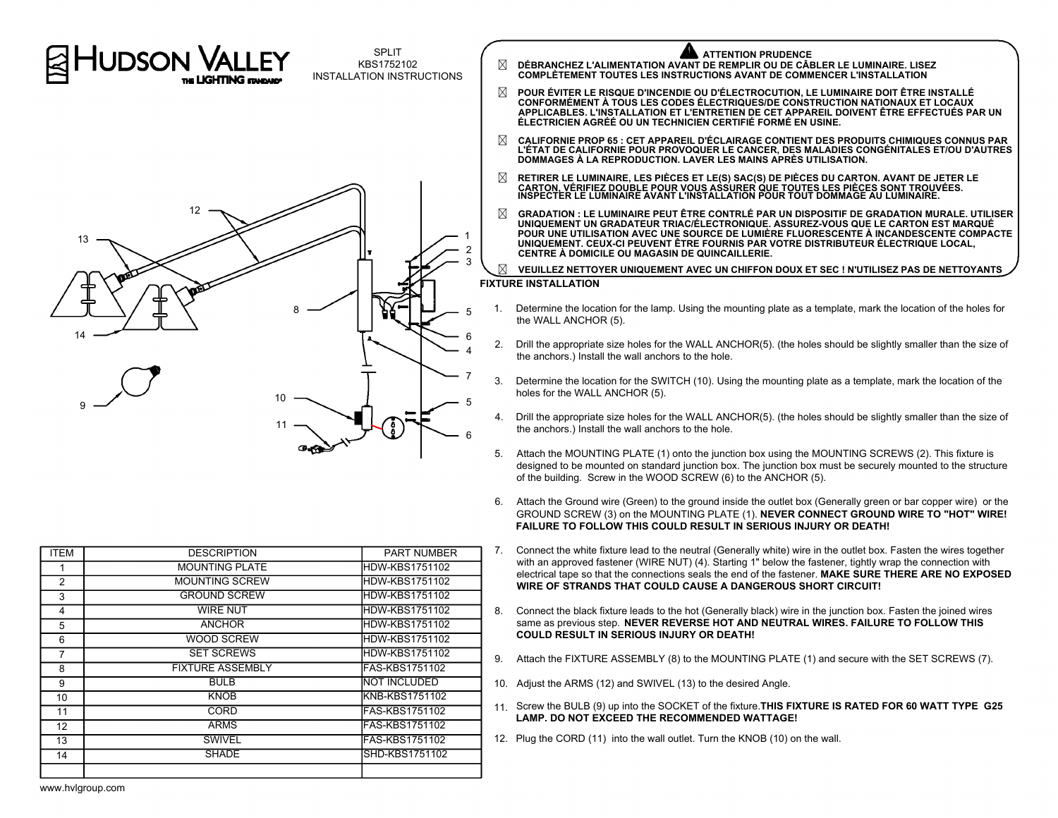# HUDSON VALLEY

THE LIGHTING STANDARD®

SPLIT
KBS1752102
INSTALLATION INSTRUCTIONS

12
13
14
9
8
10
11
1
2
3
5
6
4
7
5
6

| ITEM | DESCRIPTION | PART NUMBER |
|---|---|---|
| 1 | MOUNTING PLATE | HDW-KBS1751102 |
| 2 | MOUNTING SCREW | HDW-KBS1751102 |
| 3 | GROUND SCREW | HDW-KBS1751102 |
| 4 | WIRE NUT | HDW-KBS1751102 |
| 5 | ANCHOR | HDW-KBS1751102 |
| 6 | WOOD SCREW | HDW-KBS1751102 |
| 7 | SET SCREWS | HDW-KBS1751102 |
| 8 | FIXTURE ASSEMBLY | FAS-KBS1751102 |
| 9 | BULB | NOT INCLUDED |
| 10 | KNOB | KNB-KBS1751102 |
| 11 | CORD | FAS-KBS1751102 |
| 12 | ARMS | FAS-KBS1751102 |
| 13 | SWIVEL | FAS-KBS1751102 |
| 14 | SHADE | SHD-KBS1751102 |
| | | |

www.hvlgroup.com

**ATTENTION PRUDENCE**

- **DÉBRANCHEZ L'ALIMENTATION AVANT DE REMPLIR OU DE CÂBLER LE LUMINAIRE. LISEZ COMPLÈTEMENT TOUTES LES INSTRUCTIONS AVANT DE COMMENCER L'INSTALLATION**
- **POUR ÉVITER LE RISQUE D'INCENDIE OU D'ÉLECTROCUTION, LE LUMINAIRE DOIT ÊTRE INSTALLÉ CONFORMÉMENT À TOUS LES CODES ÉLECTRIQUES/DE CONSTRUCTION NATIONAUX ET LOCAUX APPLICABLES. L'INSTALLATION ET L'ENTRETIEN DE CET APPAREIL DOIVENT ÊTRE EFFECTUÉS PAR UN ÉLECTRICIEN AGRÉÉ OU UN TECHNICIEN CERTIFIÉ FORMÉ EN USINE.**
- **CALIFORNIE PROP 65 : CET APPAREIL D'ÉCLAIRAGE CONTIENT DES PRODUITS CHIMIQUES CONNUS PAR L'ÉTAT DE CALIFORNIE POUR PROVOQUER LE CANCER, DES MALADIES CONGÉNITALES ET/OU D'AUTRES DOMMAGES À LA REPRODUCTION. LAVER LES MAINS APRÈS UTILISATION.**
- **RETIRER LE LUMINAIRE, LES PIÈCES ET LE(S) SAC(S) DE PIÈCES DU CARTON. AVANT DE JETER LE CARTON, VÉRIFIEZ DOUBLE POUR VOUS ASSURER QUE TOUTES LES PIÈCES SONT TROUVÉES. INSPECTER LE LUMINAIRE AVANT L'INSTALLATION POUR TOUT DOMMAGE AU LUMINAIRE.**
- **GRADATION : LE LUMINAIRE PEUT ÊTRE CONTRLÉ PAR UN DISPOSITIF DE GRADATION MURALE. UTILISER UNIQUEMENT UN GRADATEUR TRIAC/ÉLECTRONIQUE. ASSUREZ-VOUS QUE LE CARTON EST MARQUÉ POUR UNE UTILISATION AVEC UNE SOURCE DE LUMIÈRE FLUORESCENTE À INCANDESCENTE COMPACTE UNIQUEMENT. CEUX-CI PEUVENT ÊTRE FOURNIS PAR VOTRE DISTRIBUTEUR ÉLECTRIQUE LOCAL, CENTRE À DOMICILE OU MAGASIN DE QUINCAILLERIE.**
- **VEUILLEZ NETTOYER UNIQUEMENT AVEC UN CHIFFON DOUX ET SEC ! N'UTILISEZ PAS DE NETTOYANTS**

## FIXTURE INSTALLATION

1. Determine the location for the lamp. Using the mounting plate as a template, mark the location of the holes for the WALL ANCHOR (5).
2. Drill the appropriate size holes for the WALL ANCHOR(5). (the holes should be slightly smaller than the size of the anchors.) Install the wall anchors to the hole.
3. Determine the location for the SWITCH (10). Using the mounting plate as a template, mark the location of the holes for the WALL ANCHOR (5).
4. Drill the appropriate size holes for the WALL ANCHOR(5). (the holes should be slightly smaller than the size of the anchors.) Install the wall anchors to the hole.
5. Attach the MOUNTING PLATE (1) onto the junction box using the MOUNTING SCREWS (2). This fixture is designed to be mounted on standard junction box. The junction box must be securely mounted to the structure of the building. Screw in the WOOD SCREW (6) to the ANCHOR (5).
6. Attach the Ground wire (Green) to the ground inside the outlet box (Generally green or bar copper wire) or the GROUND SCREW (3) on the MOUNTING PLATE (1). **NEVER CONNECT GROUND WIRE TO "HOT" WIRE! FAILURE TO FOLLOW THIS COULD RESULT IN SERIOUS INJURY OR DEATH!**
7. Connect the white fixture lead to the neutral (Generally white) wire in the outlet box. Fasten the wires together with an approved fastener (WIRE NUT) (4). Starting 1" below the fastener, tightly wrap the connection with electrical tape so that the connections seals the end of the fastener. **MAKE SURE THERE ARE NO EXPOSED WIRE OF STRANDS THAT COULD CAUSE A DANGEROUS SHORT CIRCUIT!**
8. Connect the black fixture leads to the hot (Generally black) wire in the junction box. Fasten the joined wires same as previous step. **NEVER REVERSE HOT AND NEUTRAL WIRES. FAILURE TO FOLLOW THIS COULD RESULT IN SERIOUS INJURY OR DEATH!**
9. Attach the FIXTURE ASSEMBLY (8) to the MOUNTING PLATE (1) and secure with the SET SCREWS (7).
10. Adjust the ARMS (12) and SWIVEL (13) to the desired Angle.
11. Screw the BULB (9) up into the SOCKET of the fixture.**THIS FIXTURE IS RATED FOR 60 WATT TYPE G25 LAMP. DO NOT EXCEED THE RECOMMENDED WATTAGE!**
12. Plug the CORD (11) into the wall outlet. Turn the KNOB (10) on the wall.